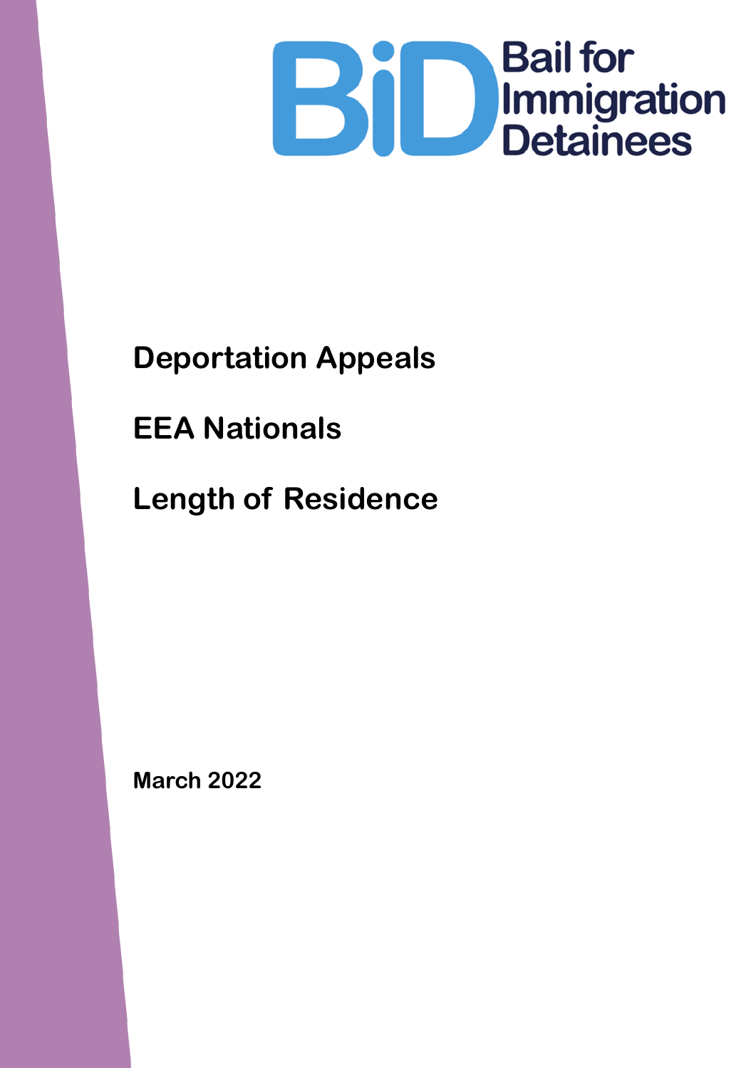BiD Bail for Immigration Detainees

# Deportation Appeals

# EEA Nationals

# Length of Residence

**March 2022**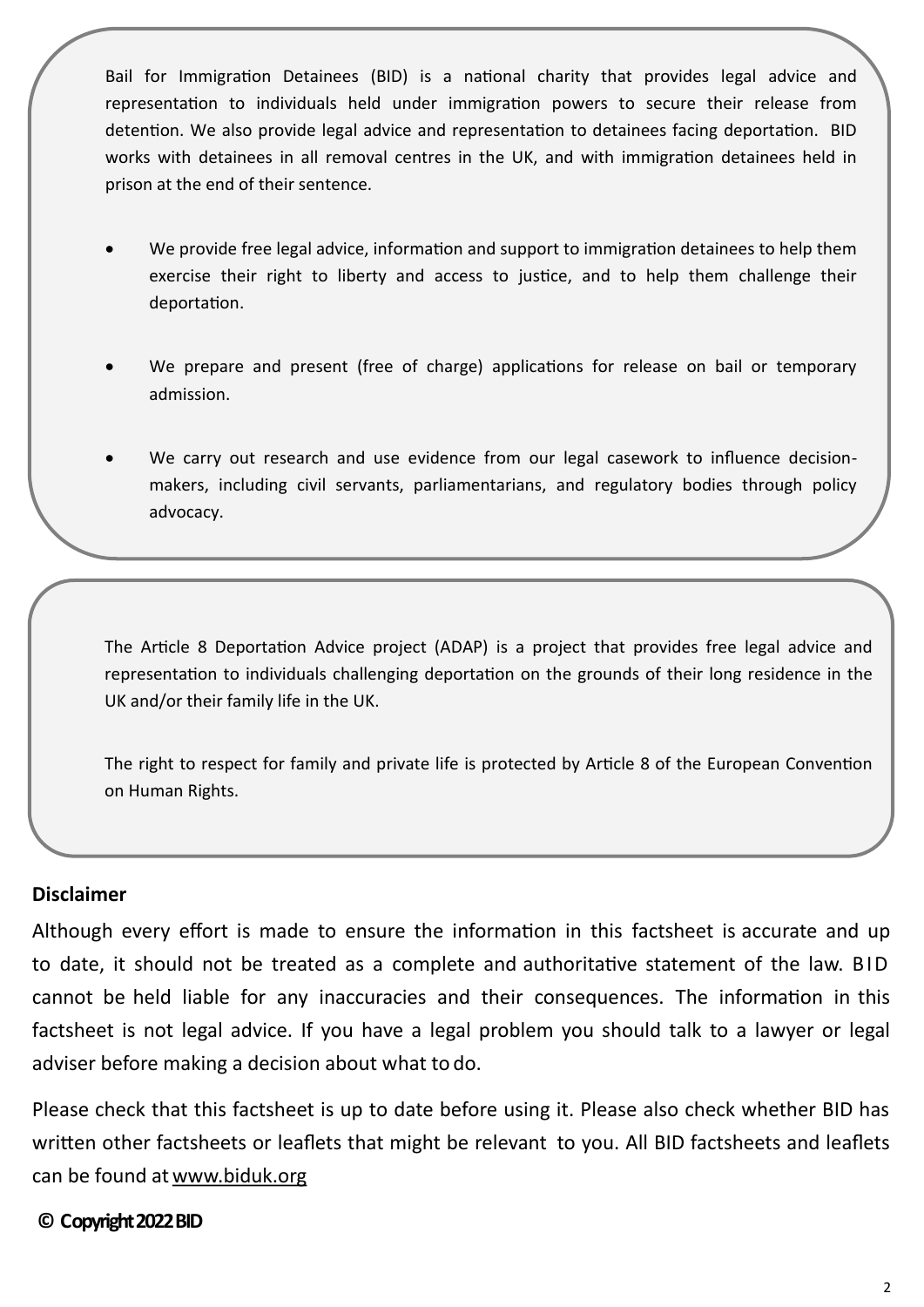Bail for Immigration Detainees (BID) is a national charity that provides legal advice and representation to individuals held under immigration powers to secure their release from detention. We also provide legal advice and representation to detainees facing deportation. BID works with detainees in all removal centres in the UK, and with immigration detainees held in prison at the end of their sentence.

- We provide free legal advice, information and support to immigration detainees to help them exercise their right to liberty and access to justice, and to help them challenge their deportation.
- We prepare and present (free of charge) applications for release on bail or temporary admission.
- We carry out research and use evidence from our legal casework to influence decision-makers, including civil servants, parliamentarians, and regulatory bodies through policy advocacy.

The Article 8 Deportation Advice project (ADAP) is a project that provides free legal advice and representation to individuals challenging deportation on the grounds of their long residence in the UK and/or their family life in the UK.

The right to respect for family and private life is protected by Article 8 of the European Convention on Human Rights.

**Disclaimer**

Although every effort is made to ensure the information in this factsheet is accurate and up to date, it should not be treated as a complete and authoritative statement of the law. BID cannot be held liable for any inaccuracies and their consequences. The information in this factsheet is not legal advice. If you have a legal problem you should talk to a lawyer or legal adviser before making a decision about what to do.

Please check that this factsheet is up to date before using it. Please also check whether BID has written other factsheets or leaflets that might be relevant to you. All BID factsheets and leaflets can be found at www.biduk.org

**© Copyright 2022 BID**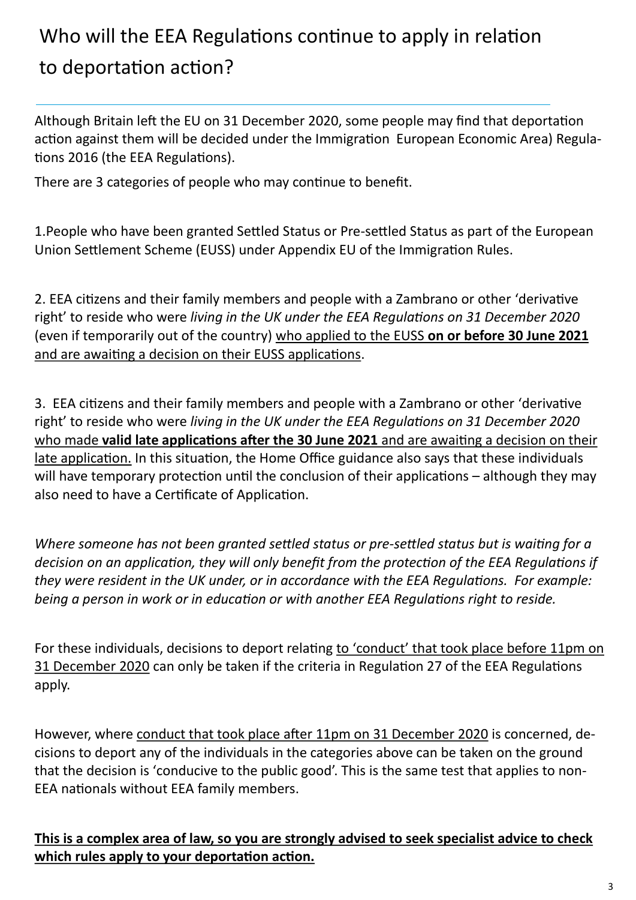# Who will the EEA Regulations continue to apply in relation to deportation action?

Although Britain left the EU on 31 December 2020, some people may find that deportation action against them will be decided under the Immigration European Economic Area) Regulations 2016 (the EEA Regulations).

There are 3 categories of people who may continue to benefit.

1.People who have been granted Settled Status or Pre-settled Status as part of the European Union Settlement Scheme (EUSS) under Appendix EU of the Immigration Rules.

2. EEA citizens and their family members and people with a Zambrano or other 'derivative right' to reside who were *living in the UK under the EEA Regulations on 31 December 2020* (even if temporarily out of the country) <u>who applied to the EUSS **on or before 30 June 2021** and are awaiting a decision on their EUSS applications</u>.

3. EEA citizens and their family members and people with a Zambrano or other 'derivative right' to reside who were *living in the UK under the EEA Regulations on 31 December 2020* <u>who made **valid late applications after the 30 June 2021** and are awaiting a decision on their late application.</u> In this situation, the Home Office guidance also says that these individuals will have temporary protection until the conclusion of their applications – although they may also need to have a Certificate of Application.

*Where someone has not been granted settled status or pre-settled status but is waiting for a decision on an application, they will only benefit from the protection of the EEA Regulations if they were resident in the UK under, or in accordance with the EEA Regulations. For example: being a person in work or in education or with another EEA Regulations right to reside.*

For these individuals, decisions to deport relating <u>to 'conduct' that took place before 11pm on 31 December 2020</u> can only be taken if the criteria in Regulation 27 of the EEA Regulations apply.

However, where <u>conduct that took place after 11pm on 31 December 2020</u> is concerned, decisions to deport any of the individuals in the categories above can be taken on the ground that the decision is 'conducive to the public good'. This is the same test that applies to non-EEA nationals without EEA family members.

<u>**This is a complex area of law, so you are strongly advised to seek specialist advice to check which rules apply to your deportation action.**</u>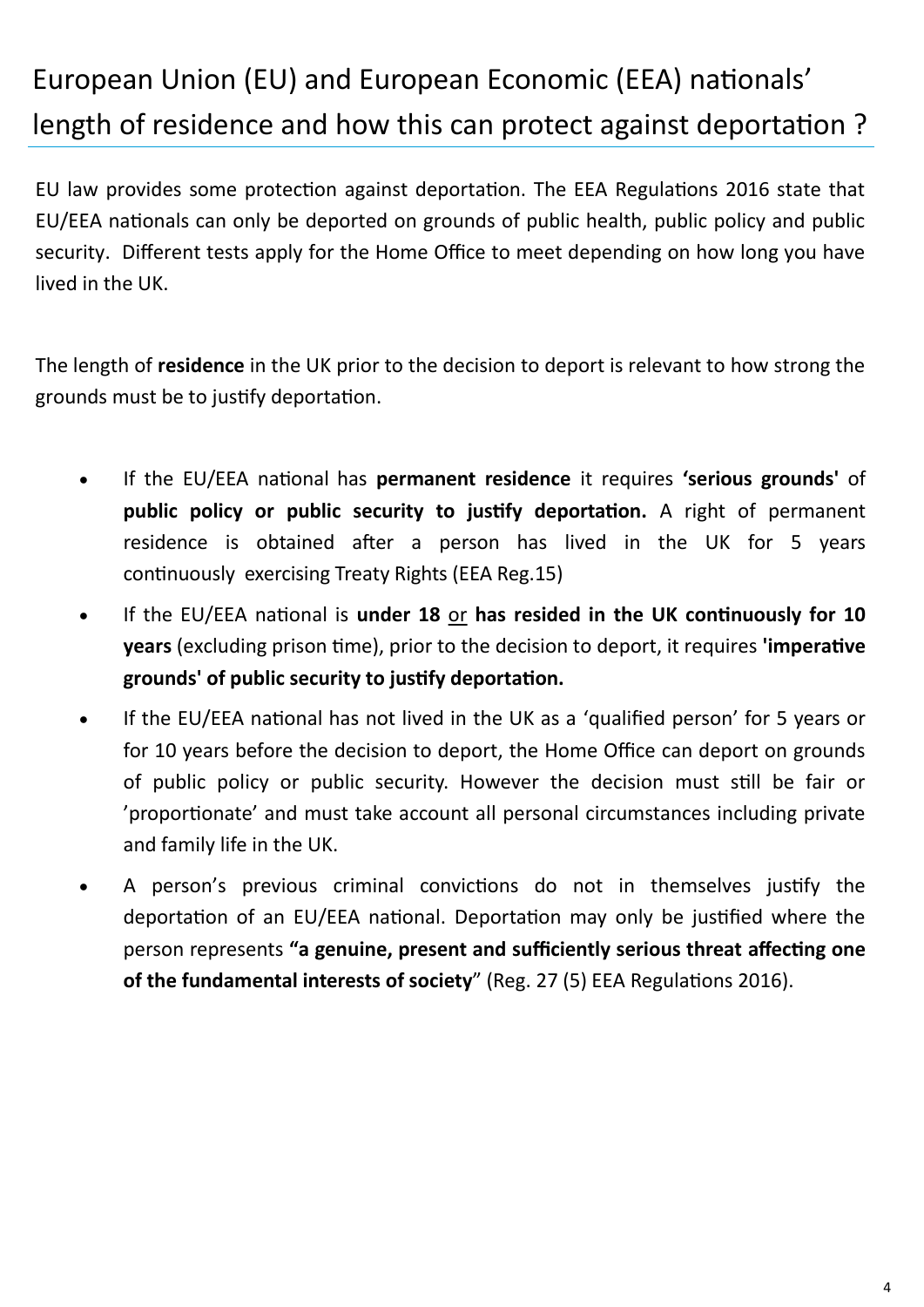# European Union (EU) and European Economic (EEA) nationals' length of residence and how this can protect against deportation ?

EU law provides some protection against deportation. The EEA Regulations 2016 state that EU/EEA nationals can only be deported on grounds of public health, public policy and public security. Different tests apply for the Home Office to meet depending on how long you have lived in the UK.

The length of **residence** in the UK prior to the decision to deport is relevant to how strong the grounds must be to justify deportation.

- If the EU/EEA national has **permanent residence** it requires **'serious grounds'** of **public policy or public security to justify deportation.** A right of permanent residence is obtained after a person has lived in the UK for 5 years continuously exercising Treaty Rights (EEA Reg.15)
- If the EU/EEA national is **under 18** <u>or</u> **has resided in the UK continuously for 10 years** (excluding prison time), prior to the decision to deport, it requires **'imperative grounds' of public security to justify deportation.**
- If the EU/EEA national has not lived in the UK as a 'qualified person' for 5 years or for 10 years before the decision to deport, the Home Office can deport on grounds of public policy or public security. However the decision must still be fair or 'proportionate' and must take account all personal circumstances including private and family life in the UK.
- A person's previous criminal convictions do not in themselves justify the deportation of an EU/EEA national. Deportation may only be justified where the person represents **"a genuine, present and sufficiently serious threat affecting one of the fundamental interests of society**" (Reg. 27 (5) EEA Regulations 2016).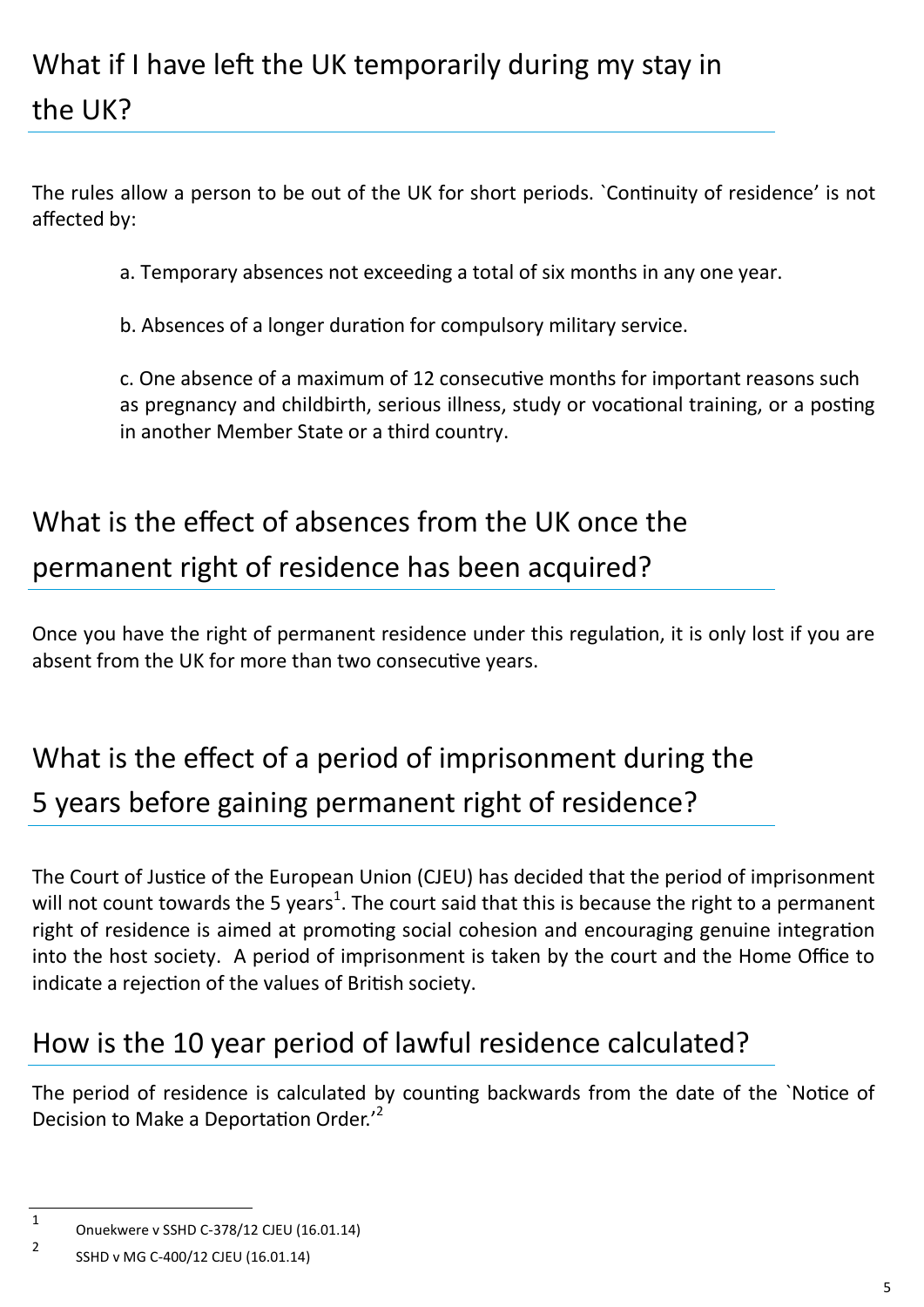## What if I have left the UK temporarily during my stay in the UK?

The rules allow a person to be out of the UK for short periods. `Continuity of residence' is not affected by:

a. Temporary absences not exceeding a total of six months in any one year.

b. Absences of a longer duration for compulsory military service.

c. One absence of a maximum of 12 consecutive months for important reasons such as pregnancy and childbirth, serious illness, study or vocational training, or a posting in another Member State or a third country.

## What is the effect of absences from the UK once the permanent right of residence has been acquired?

Once you have the right of permanent residence under this regulation, it is only lost if you are absent from the UK for more than two consecutive years.

## What is the effect of a period of imprisonment during the 5 years before gaining permanent right of residence?

The Court of Justice of the European Union (CJEU) has decided that the period of imprisonment will not count towards the 5 years[1]. The court said that this is because the right to a permanent right of residence is aimed at promoting social cohesion and encouraging genuine integration into the host society. A period of imprisonment is taken by the court and the Home Office to indicate a rejection of the values of British society.

## How is the 10 year period of lawful residence calculated?

The period of residence is calculated by counting backwards from the date of the `Notice of Decision to Make a Deportation Order.'[2]

---

[1] Onuekwere v SSHD C-378/12 CJEU (16.01.14)

[2] SSHD v MG C-400/12 CJEU (16.01.14)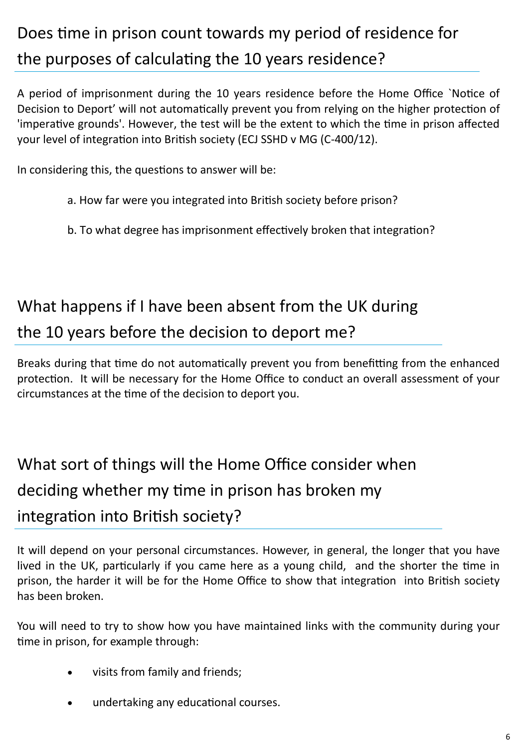## Does time in prison count towards my period of residence for the purposes of calculating the 10 years residence?

A period of imprisonment during the 10 years residence before the Home Office `Notice of Decision to Deport' will not automatically prevent you from relying on the higher protection of 'imperative grounds'. However, the test will be the extent to which the time in prison affected your level of integration into British society (ECJ SSHD v MG (C-400/12).

In considering this, the questions to answer will be:

a. How far were you integrated into British society before prison?

b. To what degree has imprisonment effectively broken that integration?

## What happens if I have been absent from the UK during the 10 years before the decision to deport me?

Breaks during that time do not automatically prevent you from benefitting from the enhanced protection. It will be necessary for the Home Office to conduct an overall assessment of your circumstances at the time of the decision to deport you.

## What sort of things will the Home Office consider when deciding whether my time in prison has broken my integration into British society?

It will depend on your personal circumstances. However, in general, the longer that you have lived in the UK, particularly if you came here as a young child, and the shorter the time in prison, the harder it will be for the Home Office to show that integration into British society has been broken.

You will need to try to show how you have maintained links with the community during your time in prison, for example through:

- visits from family and friends;
- undertaking any educational courses.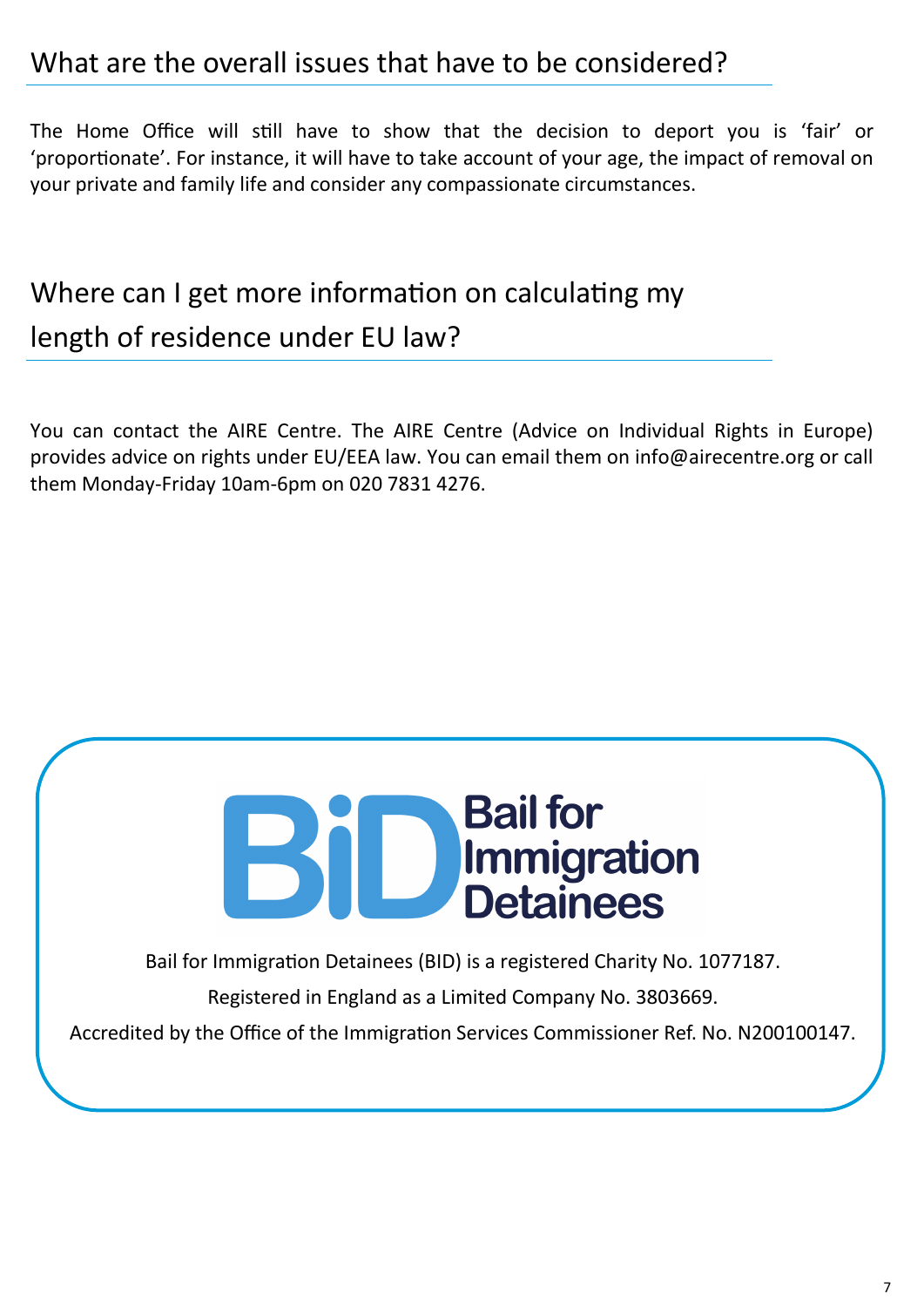## What are the overall issues that have to be considered?

The Home Office will still have to show that the decision to deport you is 'fair' or 'proportionate'. For instance, it will have to take account of your age, the impact of removal on your private and family life and consider any compassionate circumstances.

## Where can I get more information on calculating my length of residence under EU law?

You can contact the AIRE Centre. The AIRE Centre (Advice on Individual Rights in Europe) provides advice on rights under EU/EEA law. You can email them on info@airecentre.org or call them Monday-Friday 10am-6pm on 020 7831 4276.

BiD Bail for Immigration Detainees

Bail for Immigration Detainees (BID) is a registered Charity No. 1077187.

Registered in England as a Limited Company No. 3803669.

Accredited by the Office of the Immigration Services Commissioner Ref. No. N200100147.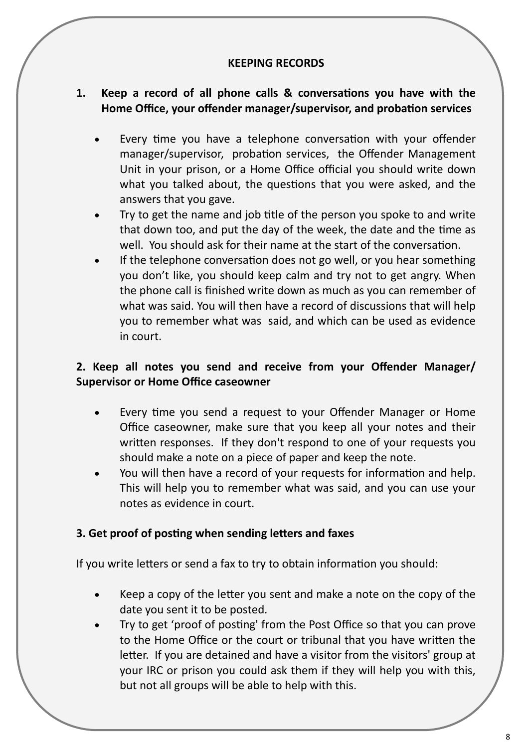## KEEPING RECORDS

### 1. Keep a record of all phone calls & conversations you have with the Home Office, your offender manager/supervisor, and probation services

- Every time you have a telephone conversation with your offender manager/supervisor, probation services, the Offender Management Unit in your prison, or a Home Office official you should write down what you talked about, the questions that you were asked, and the answers that you gave.
- Try to get the name and job title of the person you spoke to and write that down too, and put the day of the week, the date and the time as well. You should ask for their name at the start of the conversation.
- If the telephone conversation does not go well, or you hear something you don't like, you should keep calm and try not to get angry. When the phone call is finished write down as much as you can remember of what was said. You will then have a record of discussions that will help you to remember what was said, and which can be used as evidence in court.

### 2. Keep all notes you send and receive from your Offender Manager/ Supervisor or Home Office caseowner

- Every time you send a request to your Offender Manager or Home Office caseowner, make sure that you keep all your notes and their written responses. If they don't respond to one of your requests you should make a note on a piece of paper and keep the note.
- You will then have a record of your requests for information and help. This will help you to remember what was said, and you can use your notes as evidence in court.

### 3. Get proof of posting when sending letters and faxes

If you write letters or send a fax to try to obtain information you should:

- Keep a copy of the letter you sent and make a note on the copy of the date you sent it to be posted.
- Try to get 'proof of posting' from the Post Office so that you can prove to the Home Office or the court or tribunal that you have written the letter. If you are detained and have a visitor from the visitors' group at your IRC or prison you could ask them if they will help you with this, but not all groups will be able to help with this.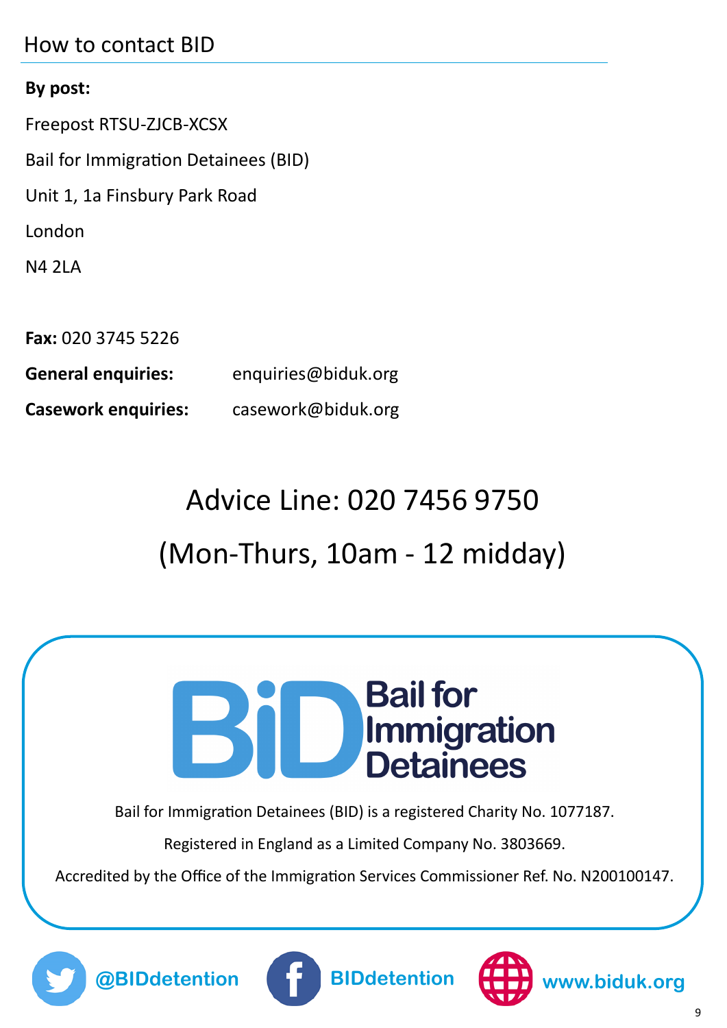## How to contact BID

**By post:**

Freepost RTSU-ZJCB-XCSX

Bail for Immigration Detainees (BID)

Unit 1, 1a Finsbury Park Road

London

N4 2LA

**Fax:** 020 3745 5226

**General enquiries:** enquiries@biduk.org

**Casework enquiries:** casework@biduk.org

# Advice Line: 020 7456 9750

# (Mon-Thurs, 10am - 12 midday)

BiD Bail for Immigration Detainees

Bail for Immigration Detainees (BID) is a registered Charity No. 1077187.

Registered in England as a Limited Company No. 3803669.

Accredited by the Office of the Immigration Services Commissioner Ref. No. N200100147.

@BIDdetention BIDdetention www.biduk.org